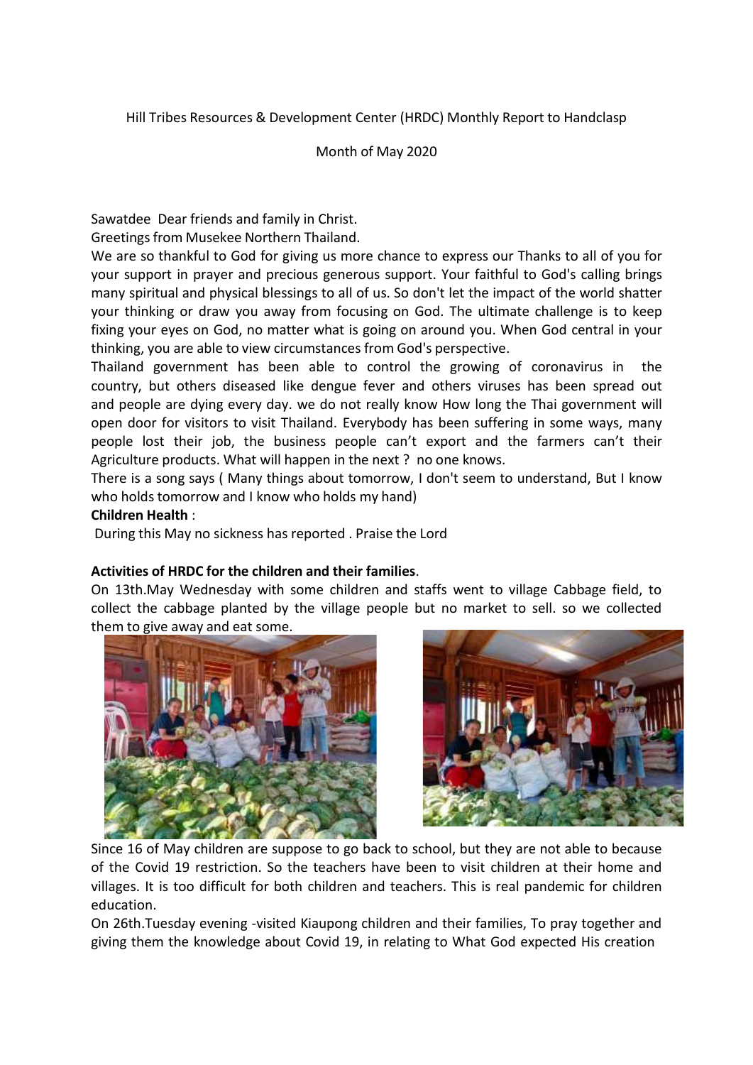Hill Tribes Resources & Development Center (HRDC) Monthly Report to Handclasp

Month of May 2020

Sawatdee Dear friends and family in Christ.
Greetings from Musekee Northern Thailand.
We are so thankful to God for giving us more chance to express our Thanks to all of you for your support in prayer and precious generous support. Your faithful to God's calling brings many spiritual and physical blessings to all of us. So don't let the impact of the world shatter your thinking or draw you away from focusing on God. The ultimate challenge is to keep fixing your eyes on God, no matter what is going on around you. When God central in your thinking, you are able to view circumstances from God's perspective.
Thailand government has been able to control the growing of coronavirus in the country, but others diseased like dengue fever and others viruses has been spread out and people are dying every day. we do not really know How long the Thai government will open door for visitors to visit Thailand. Everybody has been suffering in some ways, many people lost their job, the business people can't export and the farmers can't their Agriculture products. What will happen in the next ? no one knows.
There is a song says ( Many things about tomorrow, I don't seem to understand, But I know who holds tomorrow and I know who holds my hand)

**Children Health** :

During this May no sickness has reported . Praise the Lord

**Activities of HRDC for the children and their families**.

On 13th.May Wednesday with some children and staffs went to village Cabbage field, to collect the cabbage planted by the village people but no market to sell. so we collected them to give away and eat some.

Since 16 of May children are suppose to go back to school, but they are not able to because of the Covid 19 restriction. So the teachers have been to visit children at their home and villages. It is too difficult for both children and teachers. This is real pandemic for children education.

On 26th.Tuesday evening -visited Kiaupong children and their families, To pray together and giving them the knowledge about Covid 19, in relating to What God expected His creation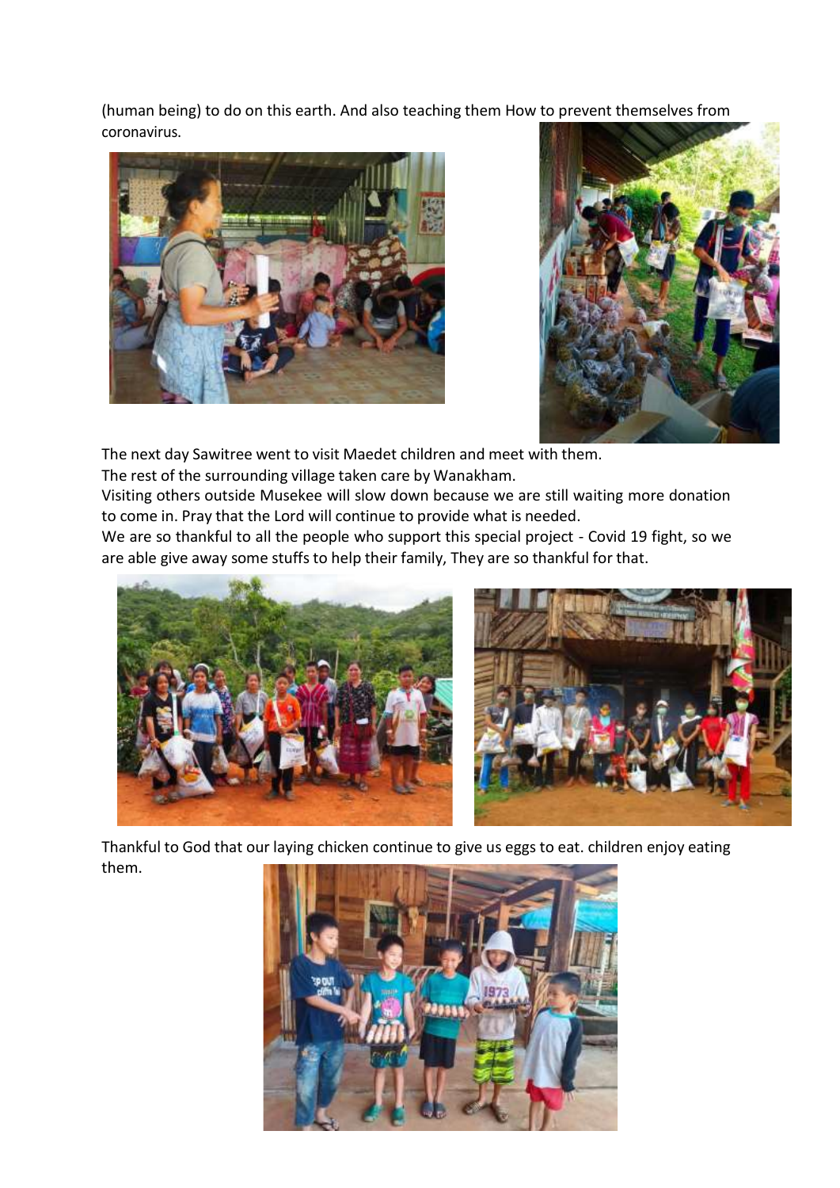(human being) to do on this earth. And also teaching them How to prevent themselves from coronavirus.

The next day Sawitree went to visit Maedet children and meet with them.
The rest of the surrounding village taken care by Wanakham.
Visiting others outside Musekee will slow down because we are still waiting more donation to come in. Pray that the Lord will continue to provide what is needed.
We are so thankful to all the people who support this special project - Covid 19 fight, so we are able give away some stuffs to help their family, They are so thankful for that.

Thankful to God that our laying chicken continue to give us eggs to eat. children enjoy eating them.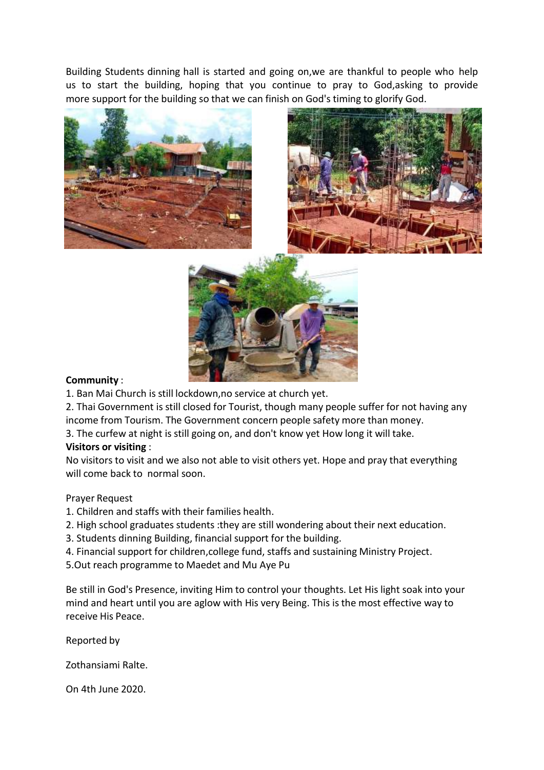Building Students dinning hall is started and going on,we are thankful to people who help us to start the building, hoping that you continue to pray to God,asking to provide more support for the building so that we can finish on God's timing to glorify God.

**Community** :

1. Ban Mai Church is still lockdown,no service at church yet.
2. Thai Government is still closed for Tourist, though many people suffer for not having any income from Tourism. The Government concern people safety more than money.
3. The curfew at night is still going on, and don't know yet How long it will take.

**Visitors or visiting** :

No visitors to visit and we also not able to visit others yet. Hope and pray that everything will come back to normal soon.

Prayer Request

1. Children and staffs with their families health.
2. High school graduates students :they are still wondering about their next education.
3. Students dinning Building, financial support for the building.
4. Financial support for children,college fund, staffs and sustaining Ministry Project.
5. Out reach programme to Maedet and Mu Aye Pu

Be still in God's Presence, inviting Him to control your thoughts. Let His light soak into your mind and heart until you are aglow with His very Being. This is the most effective way to receive His Peace.

Reported by

Zothansiami Ralte.

On 4th June 2020.